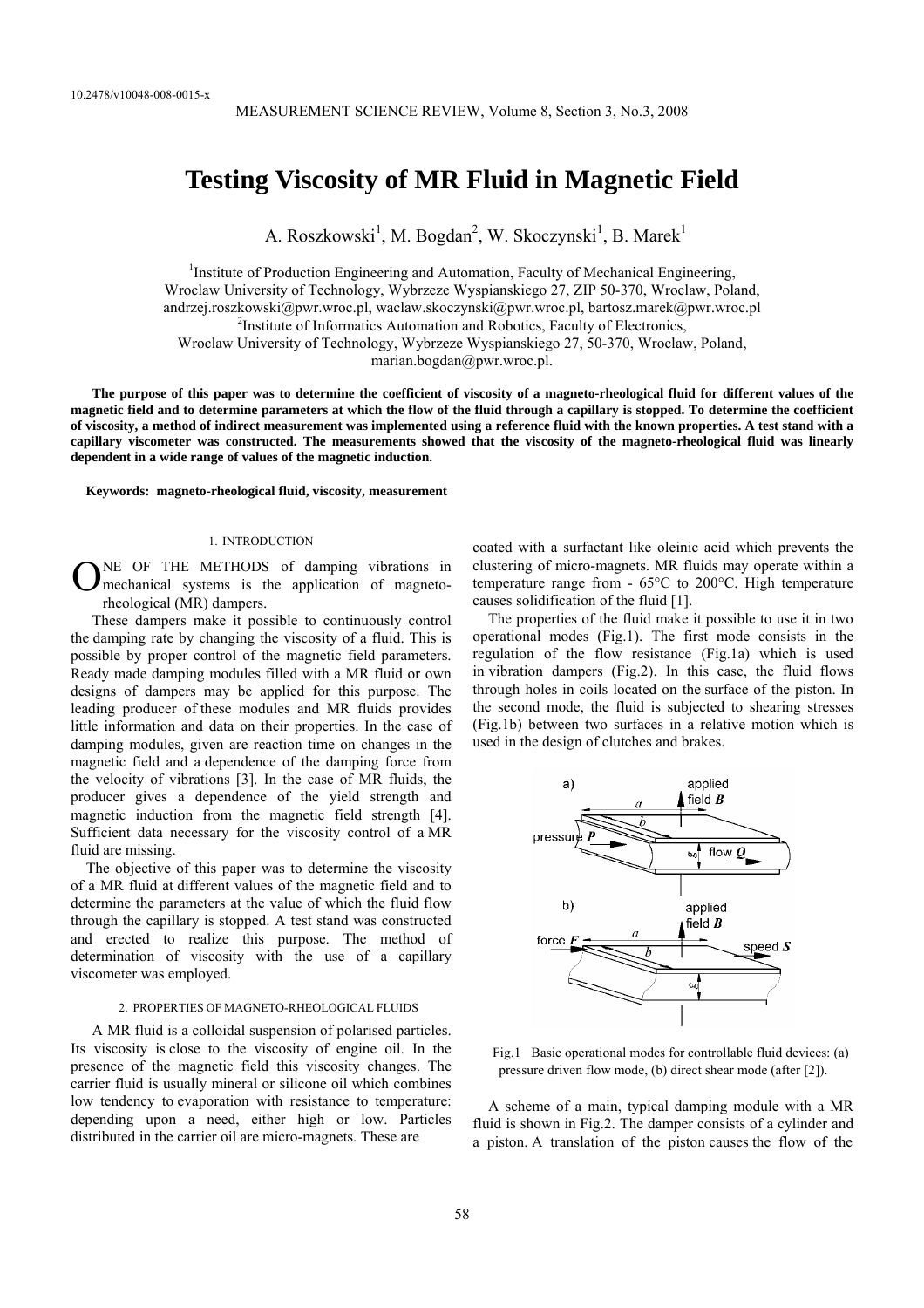10.2478/v10048-008-0015-x

# Testing Viscosity of MR Fluid in Magnetic Field

A. Roszkowski[1], M. Bogdan[2], W. Skoczynski[1], B. Marek[1]

[1]Institute of Production Engineering and Automation, Faculty of Mechanical Engineering,
Wroclaw University of Technology, Wybrzeze Wyspianskiego 27, ZIP 50-370, Wroclaw, Poland,
andrzej.roszkowski@pwr.wroc.pl, waclaw.skoczynski@pwr.wroc.pl, bartosz.marek@pwr.wroc.pl
[2]Institute of Informatics Automation and Robotics, Faculty of Electronics,
Wroclaw University of Technology, Wybrzeze Wyspianskiego 27, 50-370, Wroclaw, Poland,
marian.bogdan@pwr.wroc.pl.

**The purpose of this paper was to determine the coefficient of viscosity of a magneto-rheological fluid for different values of the magnetic field and to determine parameters at which the flow of the fluid through a capillary is stopped. To determine the coefficient of viscosity, a method of indirect measurement was implemented using a reference fluid with the known properties. A test stand with a capillary viscometer was constructed. The measurements showed that the viscosity of the magneto-rheological fluid was linearly dependent in a wide range of values of the magnetic induction.**

**Keywords: magneto-rheological fluid, viscosity, measurement**

## 1. INTRODUCTION

ONE OF THE METHODS of damping vibrations in mechanical systems is the application of magneto-rheological (MR) dampers.

These dampers make it possible to continuously control the damping rate by changing the viscosity of a fluid. This is possible by proper control of the magnetic field parameters. Ready made damping modules filled with a MR fluid or own designs of dampers may be applied for this purpose. The leading producer of these modules and MR fluids provides little information and data on their properties. In the case of damping modules, given are reaction time on changes in the magnetic field and a dependence of the damping force from the velocity of vibrations [3]. In the case of MR fluids, the producer gives a dependence of the yield strength and magnetic induction from the magnetic field strength [4]. Sufficient data necessary for the viscosity control of a MR fluid are missing.

The objective of this paper was to determine the viscosity of a MR fluid at different values of the magnetic field and to determine the parameters at the value of which the fluid flow through the capillary is stopped. A test stand was constructed and erected to realize this purpose. The method of determination of viscosity with the use of a capillary viscometer was employed.

## 2. PROPERTIES OF MAGNETO-RHEOLOGICAL FLUIDS

A MR fluid is a colloidal suspension of polarised particles. Its viscosity is close to the viscosity of engine oil. In the presence of the magnetic field this viscosity changes. The carrier fluid is usually mineral or silicone oil which combines low tendency to evaporation with resistance to temperature: depending upon a need, either high or low. Particles distributed in the carrier oil are micro-magnets. These are coated with a surfactant like oleinic acid which prevents the clustering of micro-magnets. MR fluids may operate within a temperature range from - 65°C to 200°C. High temperature causes solidification of the fluid [1].

The properties of the fluid make it possible to use it in two operational modes (Fig.1). The first mode consists in the regulation of the flow resistance (Fig.1a) which is used in vibration dampers (Fig.2). In this case, the fluid flows through holes in coils located on the surface of the piston. In the second mode, the fluid is subjected to shearing stresses (Fig.1b) between two surfaces in a relative motion which is used in the design of clutches and brakes.

Fig.1 Basic operational modes for controllable fluid devices: (a) pressure driven flow mode, (b) direct shear mode (after [2]).

A scheme of a main, typical damping module with a MR fluid is shown in Fig.2. The damper consists of a cylinder and a piston. A translation of the piston causes the flow of the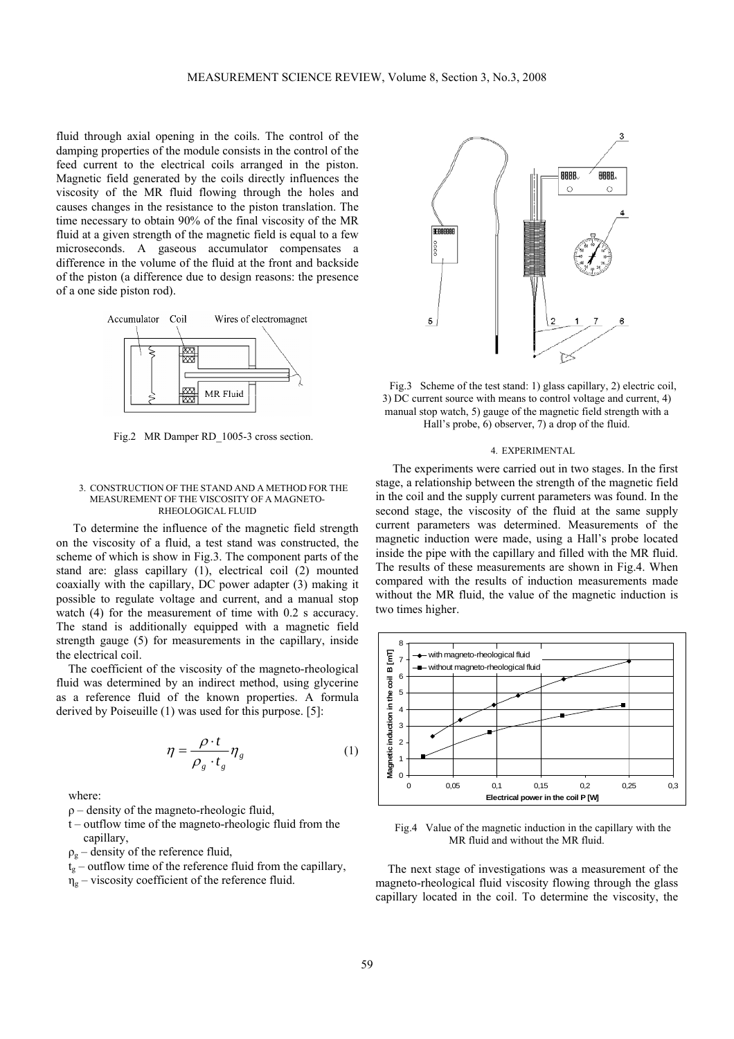fluid through axial opening in the coils. The control of the damping properties of the module consists in the control of the feed current to the electrical coils arranged in the piston. Magnetic field generated by the coils directly influences the viscosity of the MR fluid flowing through the holes and causes changes in the resistance to the piston translation. The time necessary to obtain 90% of the final viscosity of the MR fluid at a given strength of the magnetic field is equal to a few microseconds. A gaseous accumulator compensates a difference in the volume of the fluid at the front and backside of the piston (a difference due to design reasons: the presence of a one side piston rod).

Fig.2 MR Damper RD_1005-3 cross section.

### 3. CONSTRUCTION OF THE STAND AND A METHOD FOR THE MEASUREMENT OF THE VISCOSITY OF A MAGNETO-RHEOLOGICAL FLUID

To determine the influence of the magnetic field strength on the viscosity of a fluid, a test stand was constructed, the scheme of which is show in Fig.3. The component parts of the stand are: glass capillary (1), electrical coil (2) mounted coaxially with the capillary, DC power adapter (3) making it possible to regulate voltage and current, and a manual stop watch (4) for the measurement of time with 0.2 s accuracy. The stand is additionally equipped with a magnetic field strength gauge (5) for measurements in the capillary, inside the electrical coil.

The coefficient of the viscosity of the magneto-rheological fluid was determined by an indirect method, using glycerine as a reference fluid of the known properties. A formula derived by Poiseuille (1) was used for this purpose. [5]:

$$\eta = \frac{\rho \cdot t}{\rho_g \cdot t_g} \eta_g \tag{1}$$

where:

- $\rho$ – density of the magneto-rheologic fluid,
- $t$ – outflow time of the magneto-rheologic fluid from the capillary,
- $\rho_g$ – density of the reference fluid,
- $t_g$ – outflow time of the reference fluid from the capillary,
- $\eta_g$ – viscosity coefficient of the reference fluid.

Fig.3 Scheme of the test stand: 1) glass capillary, 2) electric coil, 3) DC current source with means to control voltage and current, 4) manual stop watch, 5) gauge of the magnetic field strength with a Hall's probe, 6) observer, 7) a drop of the fluid.

### 4. EXPERIMENTAL

The experiments were carried out in two stages. In the first stage, a relationship between the strength of the magnetic field in the coil and the supply current parameters was found. In the second stage, the viscosity of the fluid at the same supply current parameters was determined. Measurements of the magnetic induction were made, using a Hall's probe located inside the pipe with the capillary and filled with the MR fluid. The results of these measurements are shown in Fig.4. When compared with the results of induction measurements made without the MR fluid, the value of the magnetic induction is two times higher.

Fig.4 Value of the magnetic induction in the capillary with the MR fluid and without the MR fluid.

The next stage of investigations was a measurement of the magneto-rheological fluid viscosity flowing through the glass capillary located in the coil. To determine the viscosity, the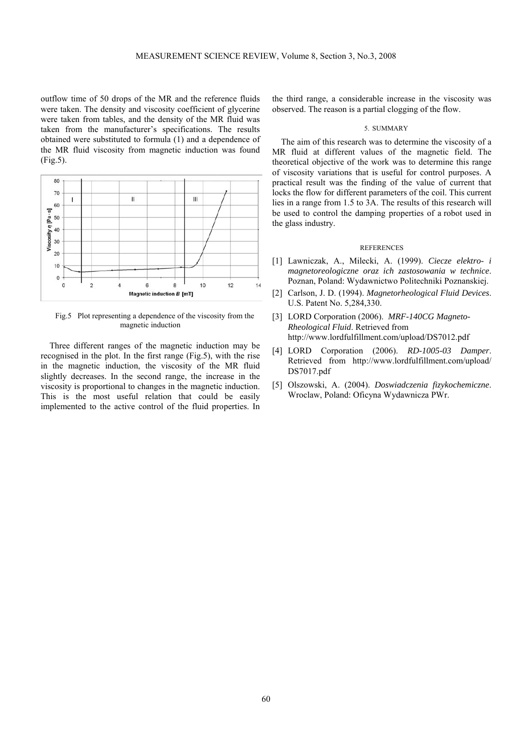outflow time of 50 drops of the MR and the reference fluids were taken. The density and viscosity coefficient of glycerine were taken from tables, and the density of the MR fluid was taken from the manufacturer's specifications. The results obtained were substituted to formula (1) and a dependence of the MR fluid viscosity from magnetic induction was found (Fig.5).

Viscosity $\eta$ [Pa·s]
80
70
60
50
40
30
20
10
0
I
II
III
0
2
4
6
8
10
12
14
Magnetic induction $B$ [mT]

Fig.5 Plot representing a dependence of the viscosity from the magnetic induction

Three different ranges of the magnetic induction may be recognised in the plot. In the first range (Fig.5), with the rise in the magnetic induction, the viscosity of the MR fluid slightly decreases. In the second range, the increase in the viscosity is proportional to changes in the magnetic induction. This is the most useful relation that could be easily implemented to the active control of the fluid properties. In the third range, a considerable increase in the viscosity was observed. The reason is a partial clogging of the flow.

## 5. SUMMARY

The aim of this research was to determine the viscosity of a MR fluid at different values of the magnetic field. The theoretical objective of the work was to determine this range of viscosity variations that is useful for control purposes. A practical result was the finding of the value of current that locks the flow for different parameters of the coil. This current lies in a range from 1.5 to 3A. The results of this research will be used to control the damping properties of a robot used in the glass industry.

## REFERENCES

[1] Lawniczak, A., Milecki, A. (1999). *Ciecze elektro- i magnetoreologiczne oraz ich zastosowania w technice*. Poznan, Poland: Wydawnictwo Politechniki Poznanskiej.

[2] Carlson, J. D. (1994). *Magnetorheological Fluid Devices*. U.S. Patent No. 5,284,330.

[3] LORD Corporation (2006). *MRF-140CG Magneto-Rheological Fluid*. Retrieved from http://www.lordfulfillment.com/upload/DS7012.pdf

[4] LORD Corporation (2006). *RD-1005-03 Damper*. Retrieved from http://www.lordfulfillment.com/upload/DS7017.pdf

[5] Olszowski, A. (2004). *Doswiadczenia fizykochemiczne*. Wroclaw, Poland: Oficyna Wydawnicza PWr.